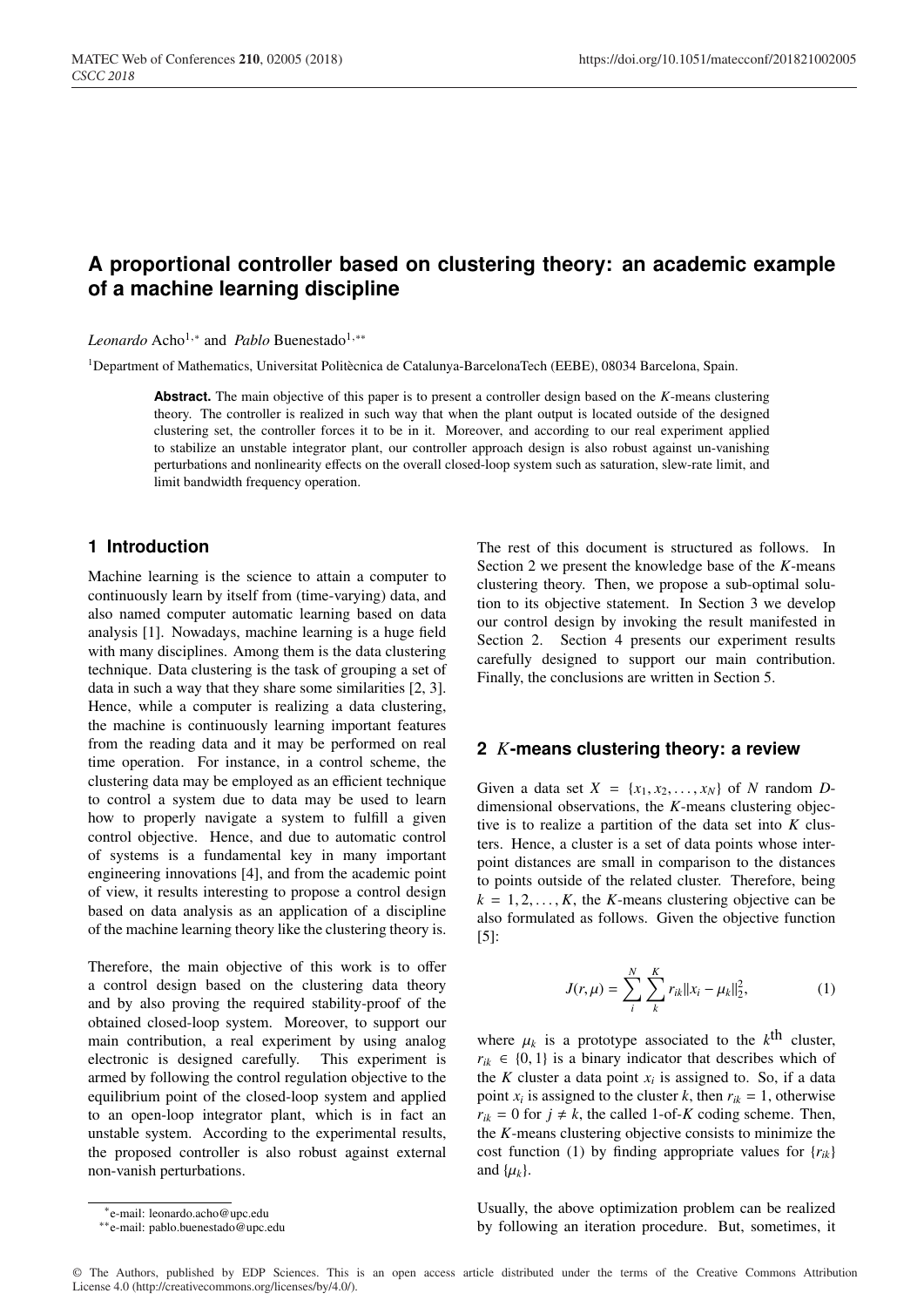# A proportional controller based on clustering theory: an academic example of a machine learning discipline

*Leonardo* Acho[1,*] and *Pablo* Buenestado[1,**]

[1]Department of Mathematics, Universitat Politècnica de Catalunya-BarcelonaTech (EEBE), 08034 Barcelona, Spain.

**Abstract.** The main objective of this paper is to present a controller design based on the $K$-means clustering theory. The controller is realized in such way that when the plant output is located outside of the designed clustering set, the controller forces it to be in it. Moreover, and according to our real experiment applied to stabilize an unstable integrator plant, our controller approach design is also robust against un-vanishing perturbations and nonlinearity effects on the overall closed-loop system such as saturation, slew-rate limit, and limit bandwidth frequency operation.

## 1 Introduction

Machine learning is the science to attain a computer to continuously learn by itself from (time-varying) data, and also named computer automatic learning based on data analysis [1]. Nowadays, machine learning is a huge field with many disciplines. Among them is the data clustering technique. Data clustering is the task of grouping a set of data in such a way that they share some similarities [2, 3]. Hence, while a computer is realizing a data clustering, the machine is continuously learning important features from the reading data and it may be performed on real time operation. For instance, in a control scheme, the clustering data may be employed as an efficient technique to control a system due to data may be used to learn how to properly navigate a system to fulfill a given control objective. Hence, and due to automatic control of systems is a fundamental key in many important engineering innovations [4], and from the academic point of view, it results interesting to propose a control design based on data analysis as an application of a discipline of the machine learning theory like the clustering theory is.

Therefore, the main objective of this work is to offer a control design based on the clustering data theory and by also proving the required stability-proof of the obtained closed-loop system. Moreover, to support our main contribution, a real experiment by using analog electronic is designed carefully. This experiment is armed by following the control regulation objective to the equilibrium point of the closed-loop system and applied to an open-loop integrator plant, which is in fact an unstable system. According to the experimental results, the proposed controller is also robust against external non-vanish perturbations.

The rest of this document is structured as follows. In Section 2 we present the knowledge base of the $K$-means clustering theory. Then, we propose a sub-optimal solution to its objective statement. In Section 3 we develop our control design by invoking the result manifested in Section 2. Section 4 presents our experiment results carefully designed to support our main contribution. Finally, the conclusions are written in Section 5.

## 2 $K$-means clustering theory: a review

Given a data set $X = \{x_1, x_2, \ldots, x_N\}$ of $N$ random $D$-dimensional observations, the $K$-means clustering objective is to realize a partition of the data set into $K$ clusters. Hence, a cluster is a set of data points whose inter-point distances are small in comparison to the distances to points outside of the related cluster. Therefore, being $k = 1, 2, \ldots, K$, the $K$-means clustering objective can be also formulated as follows. Given the objective function [5]:

$$J(r, \mu) = \sum_{i}^{N} \sum_{k}^{K} r_{ik} \|x_i - \mu_k\|_2^2, \tag{1}$$

where $\mu_k$ is a prototype associated to the $k^{\text{th}}$ cluster, $r_{ik} \in \{0, 1\}$ is a binary indicator that describes which of the $K$ cluster a data point $x_i$ is assigned to. So, if a data point $x_i$ is assigned to the cluster $k$, then $r_{ik} = 1$, otherwise $r_{ik} = 0$ for $j \neq k$, the called 1-of-$K$ coding scheme. Then, the $K$-means clustering objective consists to minimize the cost function (1) by finding appropriate values for $\{r_{ik}\}$ and $\{\mu_k\}$.

Usually, the above optimization problem can be realized by following an iteration procedure. But, sometimes, it

---

*e-mail: leonardo.acho@upc.edu

**e-mail: pablo.buenestado@upc.edu

© The Authors, published by EDP Sciences. This is an open access article distributed under the terms of the Creative Commons Attribution License 4.0 (http://creativecommons.org/licenses/by/4.0/).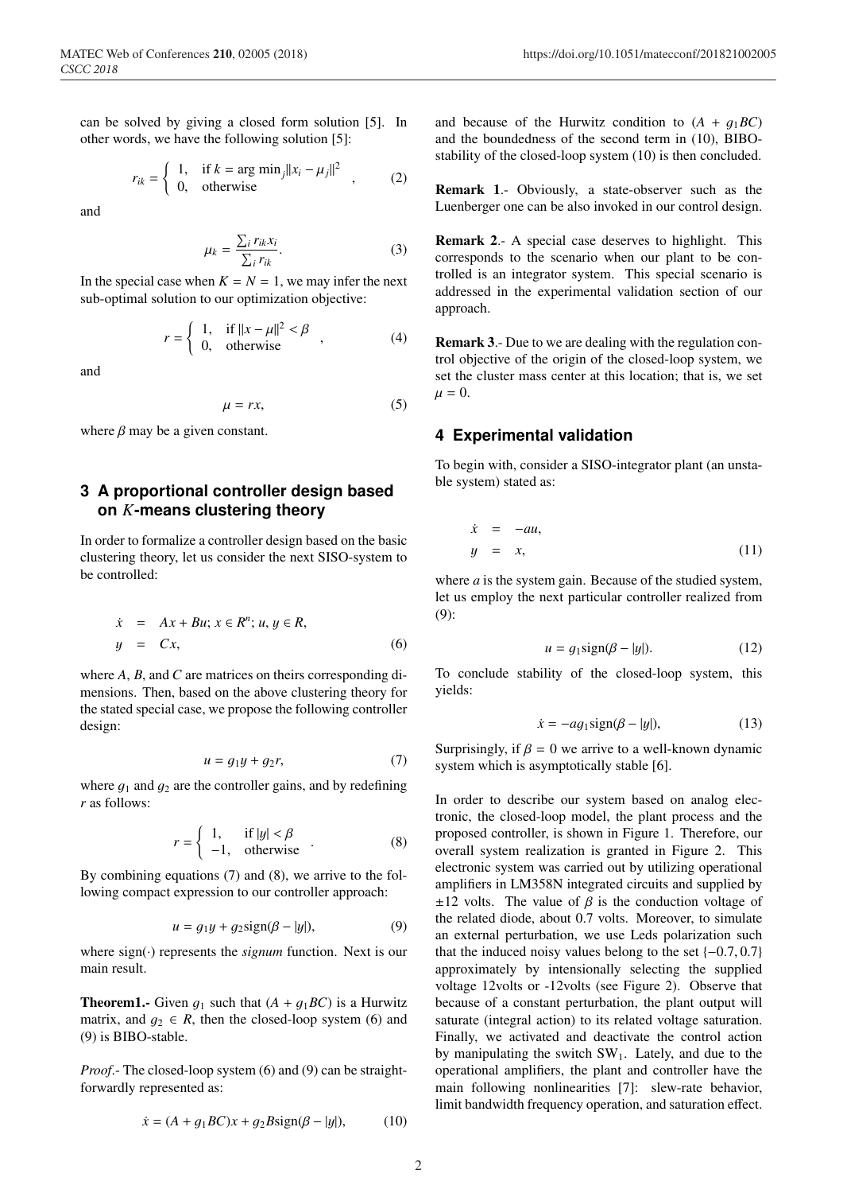can be solved by giving a closed form solution [5]. In other words, we have the following solution [5]:

$$r_{ik} = \begin{cases} 1, & \text{if } k = \arg\min_j \|x_i - \mu_j\|^2 \\ 0, & \text{otherwise} \end{cases}, \tag{2}$$

and

$$\mu_k = \frac{\sum_i r_{ik} x_i}{\sum_i r_{ik}}. \tag{3}$$

In the special case when $K = N = 1$, we may infer the next sub-optimal solution to our optimization objective:

$$r = \begin{cases} 1, & \text{if } \|x - \mu\|^2 < \beta \\ 0, & \text{otherwise} \end{cases}, \tag{4}$$

and

$$\mu = rx, \tag{5}$$

where $\beta$ may be a given constant.

## 3 A proportional controller design based on $K$-means clustering theory

In order to formalize a controller design based on the basic clustering theory, let us consider the next SISO-system to be controlled:

$$\begin{aligned} \dot{x} &= Ax + Bu; \, x \in R^n; \, u, y \in R, \\ y &= Cx, \end{aligned} \tag{6}$$

where $A$, $B$, and $C$ are matrices on theirs corresponding dimensions. Then, based on the above clustering theory for the stated special case, we propose the following controller design:

$$u = g_1 y + g_2 r, \tag{7}$$

where $g_1$ and $g_2$ are the controller gains, and by redefining $r$ as follows:

$$r = \begin{cases} 1, & \text{if } |y| < \beta \\ -1, & \text{otherwise} \end{cases}. \tag{8}$$

By combining equations (7) and (8), we arrive to the following compact expression to our controller approach:

$$u = g_1 y + g_2 \text{sign}(\beta - |y|), \tag{9}$$

where $\text{sign}(\cdot)$ represents the *signum* function. Next is our main result.

**Theorem1.-** Given $g_1$ such that $(A + g_1 BC)$ is a Hurwitz matrix, and $g_2 \in R$, then the closed-loop system (6) and (9) is BIBO-stable.

*Proof*.- The closed-loop system (6) and (9) can be straightforwardly represented as:

$$\dot{x} = (A + g_1 BC)x + g_2 B \text{sign}(\beta - |y|), \tag{10}$$

and because of the Hurwitz condition to $(A + g_1 BC)$ and the boundedness of the second term in (10), BIBO-stability of the closed-loop system (10) is then concluded.

**Remark 1**.- Obviously, a state-observer such as the Luenberger one can be also invoked in our control design.

**Remark 2**.- A special case deserves to highlight. This corresponds to the scenario when our plant to be controlled is an integrator system. This special scenario is addressed in the experimental validation section of our approach.

**Remark 3**.- Due to we are dealing with the regulation control objective of the origin of the closed-loop system, we set the cluster mass center at this location; that is, we set $\mu = 0$.

## 4 Experimental validation

To begin with, consider a SISO-integrator plant (an unstable system) stated as:

$$\begin{aligned} \dot{x} &= -au, \\ y &= x, \end{aligned} \tag{11}$$

where $a$ is the system gain. Because of the studied system, let us employ the next particular controller realized from (9):

$$u = g_1 \text{sign}(\beta - |y|). \tag{12}$$

To conclude stability of the closed-loop system, this yields:

$$\dot{x} = -a g_1 \text{sign}(\beta - |y|), \tag{13}$$

Surprisingly, if $\beta = 0$ we arrive to a well-known dynamic system which is asymptotically stable [6].

In order to describe our system based on analog electronic, the closed-loop model, the plant process and the proposed controller, is shown in Figure 1. Therefore, our overall system realization is granted in Figure 2. This electronic system was carried out by utilizing operational amplifiers in LM358N integrated circuits and supplied by $\pm 12$ volts. The value of $\beta$ is the conduction voltage of the related diode, about 0.7 volts. Moreover, to simulate an external perturbation, we use Leds polarization such that the induced noisy values belong to the set $\{-0.7, 0.7\}$ approximately by intensionally selecting the supplied voltage 12volts or -12volts (see Figure 2). Observe that because of a constant perturbation, the plant output will saturate (integral action) to its related voltage saturation. Finally, we activated and deactivate the control action by manipulating the switch $SW_1$. Lately, and due to the operational amplifiers, the plant and controller have the main following nonlinearities [7]: slew-rate behavior, limit bandwidth frequency operation, and saturation effect.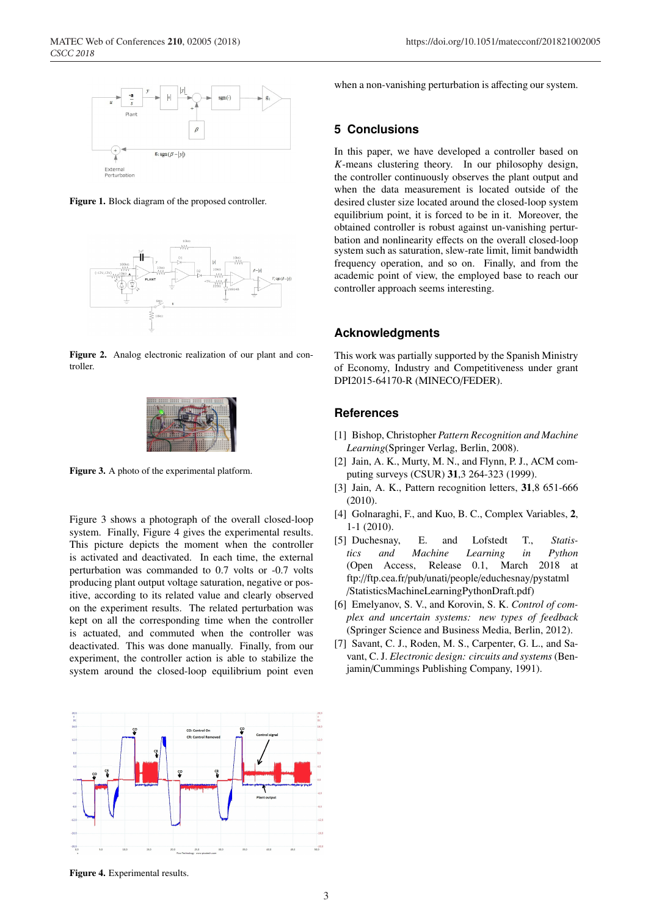Figure 1. Block diagram of the proposed controller.

Figure 2. Analog electronic realization of our plant and controller.

Figure 3. A photo of the experimental platform.

Figure 3 shows a photograph of the overall closed-loop system. Finally, Figure 4 gives the experimental results. This picture depicts the moment when the controller is activated and deactivated. In each time, the external perturbation was commanded to 0.7 volts or -0.7 volts producing plant output voltage saturation, negative or positive, according to its related value and clearly observed on the experiment results. The related perturbation was kept on all the corresponding time when the controller is actuated, and commuted when the controller was deactivated. This was done manually. Finally, from our experiment, the controller action is able to stabilize the system around the closed-loop equilibrium point even when a non-vanishing perturbation is affecting our system.

Figure 4. Experimental results.

## 5 Conclusions

In this paper, we have developed a controller based on $K$-means clustering theory. In our philosophy design, the controller continuously observes the plant output and when the data measurement is located outside of the desired cluster size located around the closed-loop system equilibrium point, it is forced to be in it. Moreover, the obtained controller is robust against un-vanishing perturbation and nonlinearity effects on the overall closed-loop system such as saturation, slew-rate limit, limit bandwidth frequency operation, and so on. Finally, and from the academic point of view, the employed base to reach our controller approach seems interesting.

## Acknowledgments

This work was partially supported by the Spanish Ministry of Economy, Industry and Competitiveness under grant DPI2015-64170-R (MINECO/FEDER).

## References

[1] Bishop, Christopher *Pattern Recognition and Machine Learning*(Springer Verlag, Berlin, 2008).

[2] Jain, A. K., Murty, M. N., and Flynn, P. J., ACM computing surveys (CSUR) **31**,3 264-323 (1999).

[3] Jain, A. K., Pattern recognition letters, **31**,8 651-666 (2010).

[4] Golnaraghi, F., and Kuo, B. C., Complex Variables, **2**, 1-1 (2010).

[5] Duchesnay, E. and Lofstedt T., *Statistics and Machine Learning in Python* (Open Access, Release 0.1, March 2018 at ftp://ftp.cea.fr/pub/unati/people/educhesnay/pystatml /StatisticsMachineLearningPythonDraft.pdf)

[6] Emelyanov, S. V., and Korovin, S. K. *Control of complex and uncertain systems: new types of feedback* (Springer Science and Business Media, Berlin, 2012).

[7] Savant, C. J., Roden, M. S., Carpenter, G. L., and Savant, C. J. *Electronic design: circuits and systems* (Benjamin/Cummings Publishing Company, 1991).